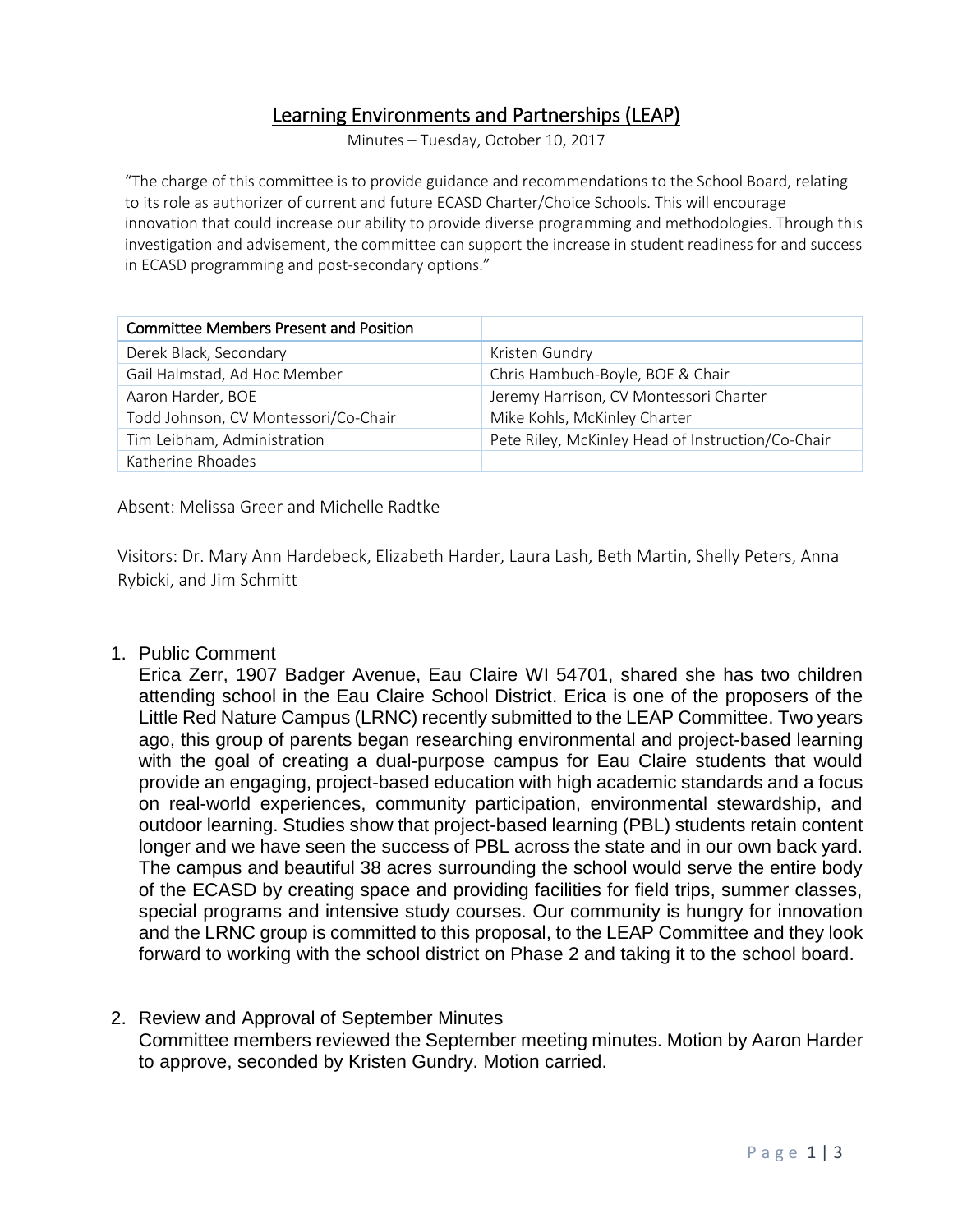# Learning Environments and Partnerships (LEAP)

Minutes – Tuesday, October 10, 2017

"The charge of this committee is to provide guidance and recommendations to the School Board, relating to its role as authorizer of current and future ECASD Charter/Choice Schools. This will encourage innovation that could increase our ability to provide diverse programming and methodologies. Through this investigation and advisement, the committee can support the increase in student readiness for and success in ECASD programming and post-secondary options."

| Committee Members Present and Position | |
|---|---|
| Derek Black, Secondary | Kristen Gundry |
| Gail Halmstad, Ad Hoc Member | Chris Hambuch-Boyle, BOE & Chair |
| Aaron Harder, BOE | Jeremy Harrison, CV Montessori Charter |
| Todd Johnson, CV Montessori/Co-Chair | Mike Kohls, McKinley Charter |
| Tim Leibham, Administration | Pete Riley, McKinley Head of Instruction/Co-Chair |
| Katherine Rhoades | |

Absent: Melissa Greer and Michelle Radtke

Visitors: Dr. Mary Ann Hardebeck, Elizabeth Harder, Laura Lash, Beth Martin, Shelly Peters, Anna Rybicki, and Jim Schmitt

1. Public Comment
   Erica Zerr, 1907 Badger Avenue, Eau Claire WI 54701, shared she has two children attending school in the Eau Claire School District. Erica is one of the proposers of the Little Red Nature Campus (LRNC) recently submitted to the LEAP Committee. Two years ago, this group of parents began researching environmental and project-based learning with the goal of creating a dual-purpose campus for Eau Claire students that would provide an engaging, project-based education with high academic standards and a focus on real-world experiences, community participation, environmental stewardship, and outdoor learning. Studies show that project-based learning (PBL) students retain content longer and we have seen the success of PBL across the state and in our own back yard. The campus and beautiful 38 acres surrounding the school would serve the entire body of the ECASD by creating space and providing facilities for field trips, summer classes, special programs and intensive study courses. Our community is hungry for innovation and the LRNC group is committed to this proposal, to the LEAP Committee and they look forward to working with the school district on Phase 2 and taking it to the school board.

2. Review and Approval of September Minutes
   Committee members reviewed the September meeting minutes. Motion by Aaron Harder to approve, seconded by Kristen Gundry. Motion carried.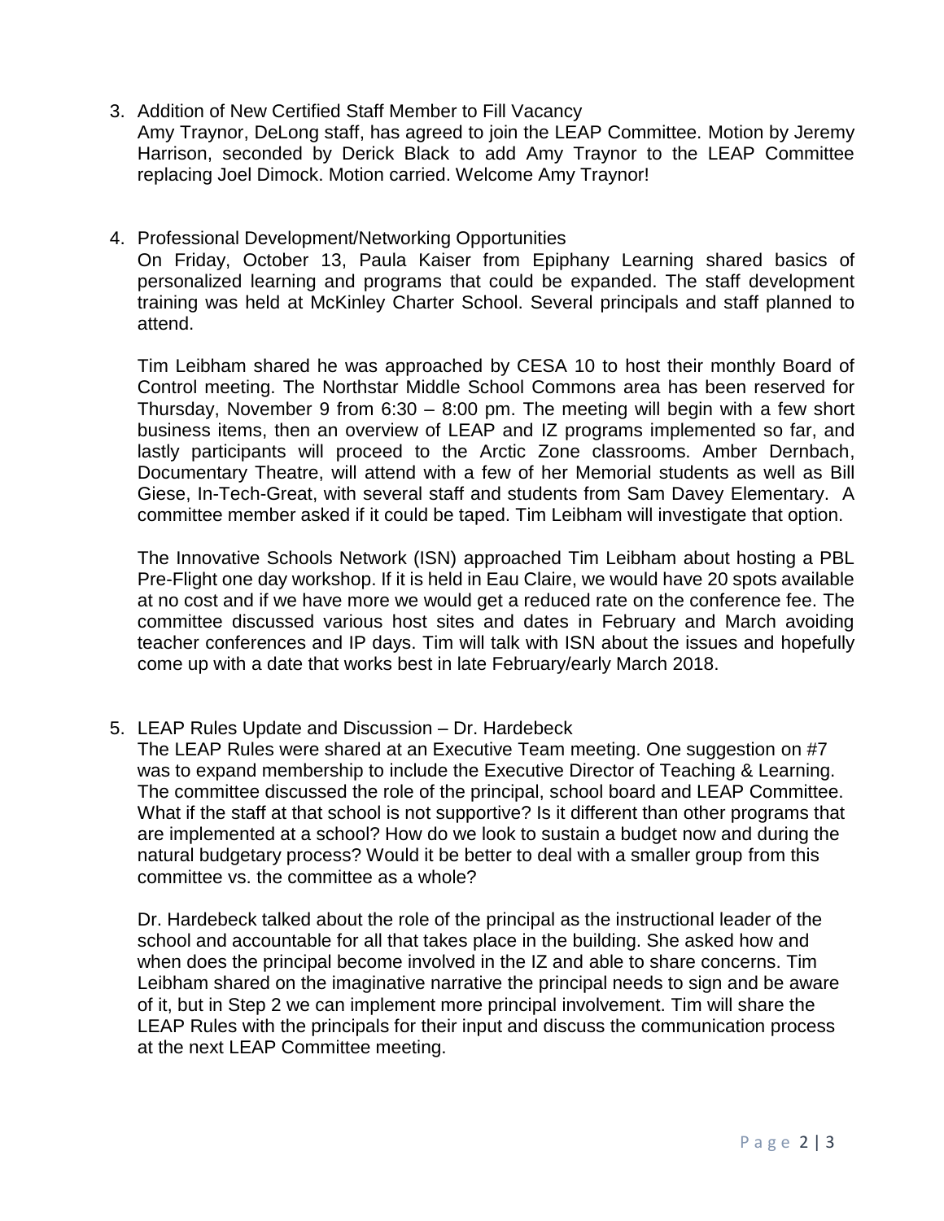3. Addition of New Certified Staff Member to Fill Vacancy
   Amy Traynor, DeLong staff, has agreed to join the LEAP Committee. Motion by Jeremy Harrison, seconded by Derick Black to add Amy Traynor to the LEAP Committee replacing Joel Dimock. Motion carried. Welcome Amy Traynor!

4. Professional Development/Networking Opportunities
   On Friday, October 13, Paula Kaiser from Epiphany Learning shared basics of personalized learning and programs that could be expanded. The staff development training was held at McKinley Charter School. Several principals and staff planned to attend.

   Tim Leibham shared he was approached by CESA 10 to host their monthly Board of Control meeting. The Northstar Middle School Commons area has been reserved for Thursday, November 9 from 6:30 – 8:00 pm. The meeting will begin with a few short business items, then an overview of LEAP and IZ programs implemented so far, and lastly participants will proceed to the Arctic Zone classrooms. Amber Dernbach, Documentary Theatre, will attend with a few of her Memorial students as well as Bill Giese, In-Tech-Great, with several staff and students from Sam Davey Elementary. A committee member asked if it could be taped. Tim Leibham will investigate that option.

   The Innovative Schools Network (ISN) approached Tim Leibham about hosting a PBL Pre-Flight one day workshop. If it is held in Eau Claire, we would have 20 spots available at no cost and if we have more we would get a reduced rate on the conference fee. The committee discussed various host sites and dates in February and March avoiding teacher conferences and IP days. Tim will talk with ISN about the issues and hopefully come up with a date that works best in late February/early March 2018.

5. LEAP Rules Update and Discussion – Dr. Hardebeck
   The LEAP Rules were shared at an Executive Team meeting. One suggestion on #7 was to expand membership to include the Executive Director of Teaching & Learning. The committee discussed the role of the principal, school board and LEAP Committee. What if the staff at that school is not supportive? Is it different than other programs that are implemented at a school? How do we look to sustain a budget now and during the natural budgetary process? Would it be better to deal with a smaller group from this committee vs. the committee as a whole?

   Dr. Hardebeck talked about the role of the principal as the instructional leader of the school and accountable for all that takes place in the building. She asked how and when does the principal become involved in the IZ and able to share concerns. Tim Leibham shared on the imaginative narrative the principal needs to sign and be aware of it, but in Step 2 we can implement more principal involvement. Tim will share the LEAP Rules with the principals for their input and discuss the communication process at the next LEAP Committee meeting.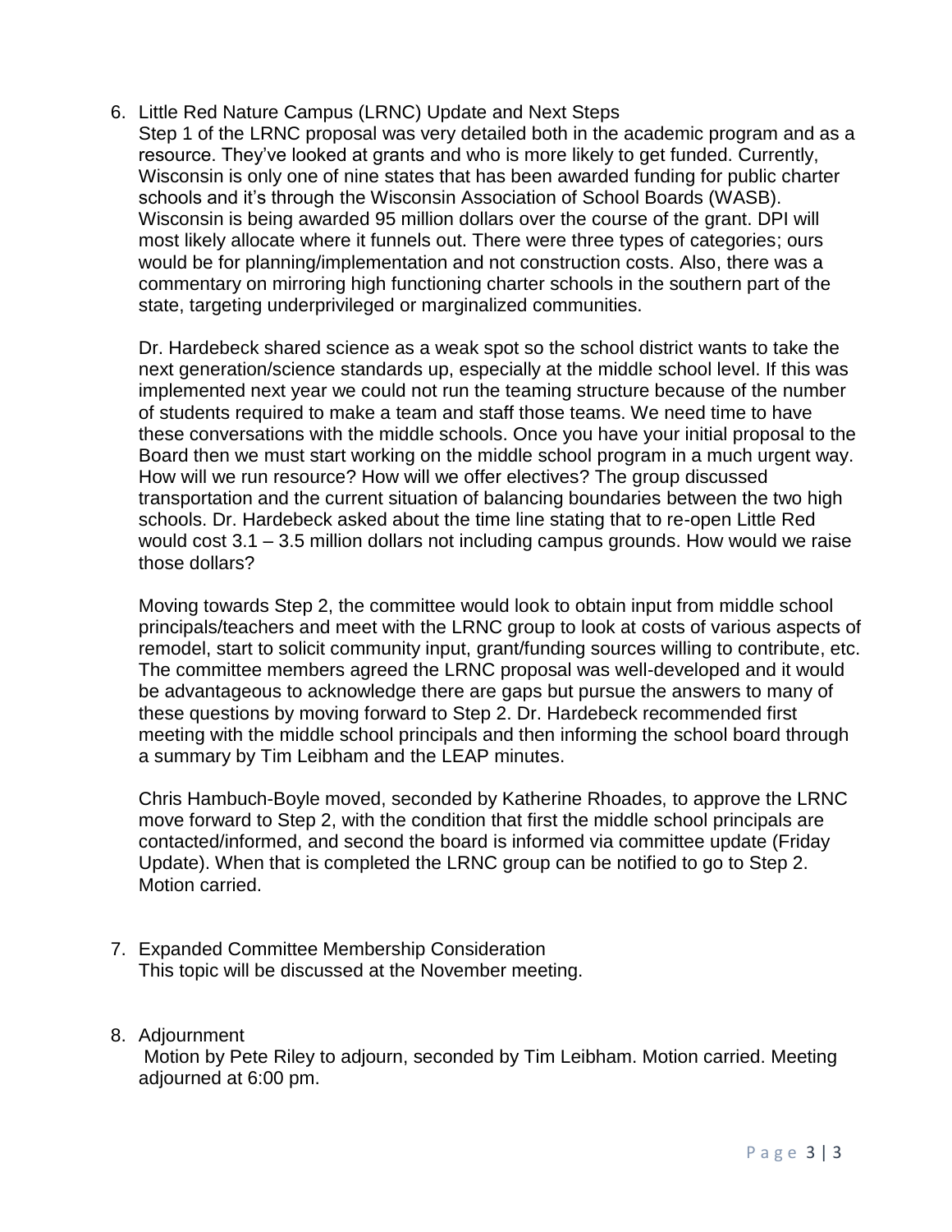6. Little Red Nature Campus (LRNC) Update and Next Steps

   Step 1 of the LRNC proposal was very detailed both in the academic program and as a resource. They've looked at grants and who is more likely to get funded. Currently, Wisconsin is only one of nine states that has been awarded funding for public charter schools and it's through the Wisconsin Association of School Boards (WASB). Wisconsin is being awarded 95 million dollars over the course of the grant. DPI will most likely allocate where it funnels out. There were three types of categories; ours would be for planning/implementation and not construction costs. Also, there was a commentary on mirroring high functioning charter schools in the southern part of the state, targeting underprivileged or marginalized communities.

   Dr. Hardebeck shared science as a weak spot so the school district wants to take the next generation/science standards up, especially at the middle school level. If this was implemented next year we could not run the teaming structure because of the number of students required to make a team and staff those teams. We need time to have these conversations with the middle schools. Once you have your initial proposal to the Board then we must start working on the middle school program in a much urgent way. How will we run resource? How will we offer electives? The group discussed transportation and the current situation of balancing boundaries between the two high schools. Dr. Hardebeck asked about the time line stating that to re-open Little Red would cost 3.1 – 3.5 million dollars not including campus grounds. How would we raise those dollars?

   Moving towards Step 2, the committee would look to obtain input from middle school principals/teachers and meet with the LRNC group to look at costs of various aspects of remodel, start to solicit community input, grant/funding sources willing to contribute, etc. The committee members agreed the LRNC proposal was well-developed and it would be advantageous to acknowledge there are gaps but pursue the answers to many of these questions by moving forward to Step 2. Dr. Hardebeck recommended first meeting with the middle school principals and then informing the school board through a summary by Tim Leibham and the LEAP minutes.

   Chris Hambuch-Boyle moved, seconded by Katherine Rhoades, to approve the LRNC move forward to Step 2, with the condition that first the middle school principals are contacted/informed, and second the board is informed via committee update (Friday Update). When that is completed the LRNC group can be notified to go to Step 2. Motion carried.

7. Expanded Committee Membership Consideration

   This topic will be discussed at the November meeting.

8. Adjournment

   Motion by Pete Riley to adjourn, seconded by Tim Leibham. Motion carried. Meeting adjourned at 6:00 pm.